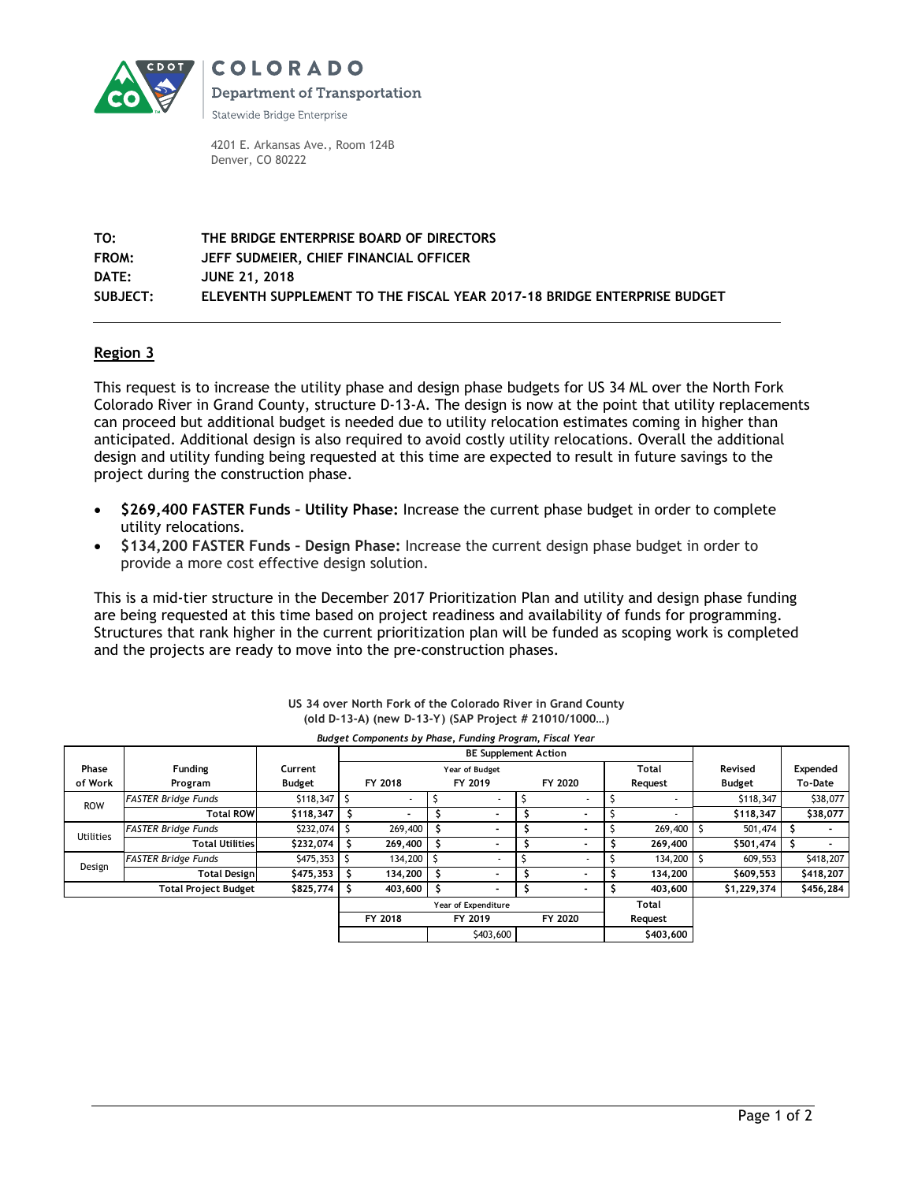**COLORADO**
Department of Transportation
Statewide Bridge Enterprise

4201 E. Arkansas Ave., Room 124B
Denver, CO 80222

**TO:** THE BRIDGE ENTERPRISE BOARD OF DIRECTORS
**FROM:** JEFF SUDMEIER, CHIEF FINANCIAL OFFICER
**DATE:** JUNE 21, 2018
**SUBJECT:** ELEVENTH SUPPLEMENT TO THE FISCAL YEAR 2017-18 BRIDGE ENTERPRISE BUDGET

---

## Region 3

This request is to increase the utility phase and design phase budgets for US 34 ML over the North Fork Colorado River in Grand County, structure D-13-A. The design is now at the point that utility replacements can proceed but additional budget is needed due to utility relocation estimates coming in higher than anticipated. Additional design is also required to avoid costly utility relocations. Overall the additional design and utility funding being requested at this time are expected to result in future savings to the project during the construction phase.

- **$269,400 FASTER Funds – Utility Phase:** Increase the current phase budget in order to complete utility relocations.
- **$134,200 FASTER Funds – Design Phase:** Increase the current design phase budget in order to provide a more cost effective design solution.

This is a mid-tier structure in the December 2017 Prioritization Plan and utility and design phase funding are being requested at this time based on project readiness and availability of funds for programming. Structures that rank higher in the current prioritization plan will be funded as scoping work is completed and the projects are ready to move into the pre-construction phases.

**US 34 over North Fork of the Colorado River in Grand County**
**(old D-13-A) (new D-13-Y) (SAP Project # 21010/1000…)**
*Budget Components by Phase, Funding Program, Fiscal Year*

| Phase of Work | Funding Program | Current Budget | BE Supplement Action: Year of Budget FY 2018 | FY 2019 | FY 2020 | Total Request | Revised Budget | Expended To-Date |
|---|---|---|---|---|---|---|---|---|
| ROW | *FASTER Bridge Funds* | $118,347 | $ - | $ - | $ - | $ - | $118,347 | $38,077 |
| | **Total ROW** | **$118,347** | **$ -** | **$ -** | **$ -** | **$ -** | **$118,347** | **$38,077** |
| Utilities | *FASTER Bridge Funds* | $232,074 | $ 269,400 | $ - | $ - | $ 269,400 | $ 501,474 | $ - |
| | **Total Utilities** | **$232,074** | **$ 269,400** | **$ -** | **$ -** | **$ 269,400** | **$501,474** | **$ -** |
| Design | *FASTER Bridge Funds* | $475,353 | $ 134,200 | $ - | $ - | $ 134,200 | $ 609,553 | $418,207 |
| | **Total Design** | **$475,353** | **$ 134,200** | **$ -** | **$ -** | **$ 134,200** | **$609,553** | **$418,207** |
| **Total Project Budget** | | **$825,774** | **$ 403,600** | **$ -** | **$ -** | **$ 403,600** | **$1,229,374** | **$456,284** |

| Year of Expenditure: FY 2018 | FY 2019 | FY 2020 | Total Request |
|---|---|---|---|
| | $403,600 | | **$403,600** |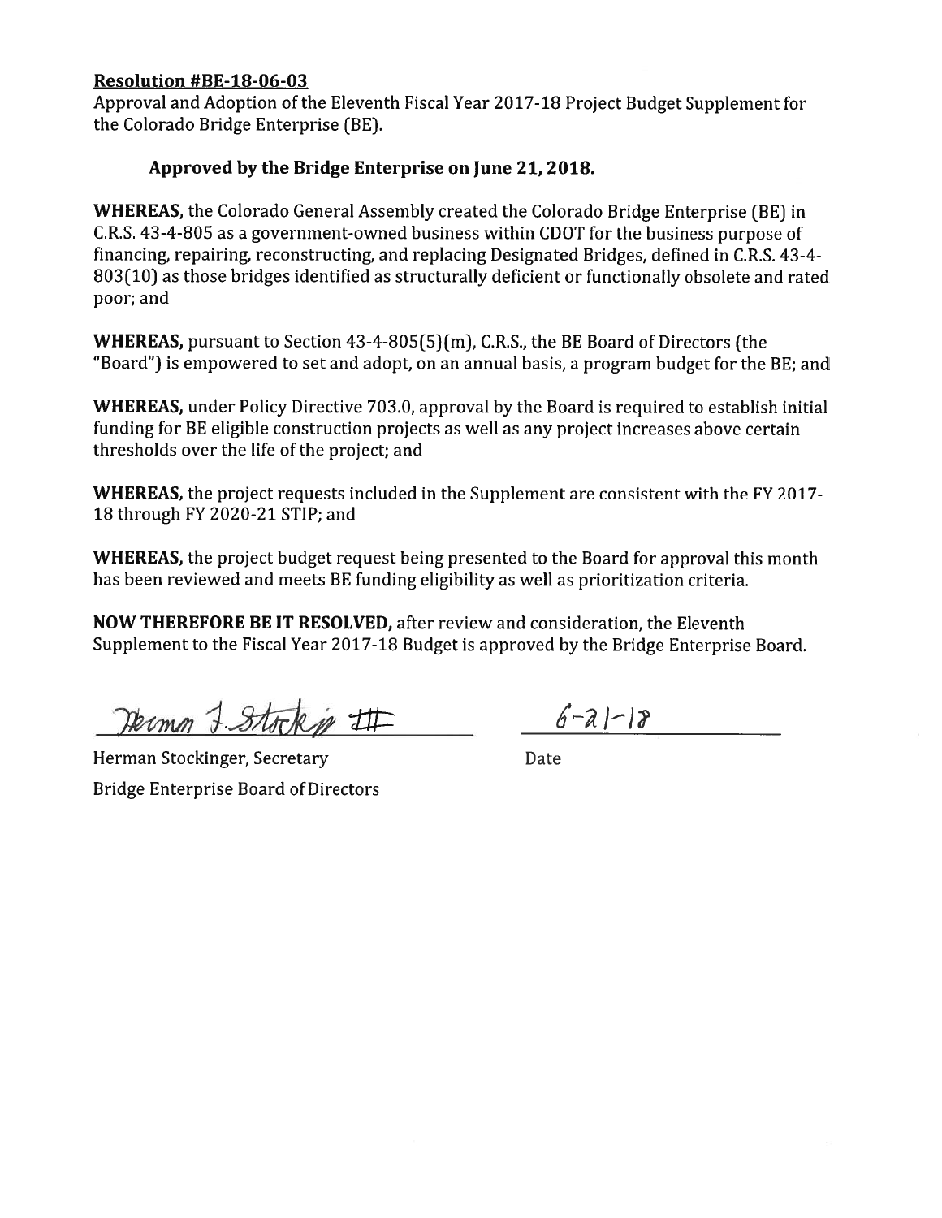**Resolution #BE-18-06-03**

Approval and Adoption of the Eleventh Fiscal Year 2017-18 Project Budget Supplement for the Colorado Bridge Enterprise (BE).

**Approved by the Bridge Enterprise on June 21, 2018.**

**WHEREAS,** the Colorado General Assembly created the Colorado Bridge Enterprise (BE) in C.R.S. 43-4-805 as a government-owned business within CDOT for the business purpose of financing, repairing, reconstructing, and replacing Designated Bridges, defined in C.R.S. 43-4-803(10) as those bridges identified as structurally deficient or functionally obsolete and rated poor; and

**WHEREAS,** pursuant to Section 43-4-805(5)(m), C.R.S., the BE Board of Directors (the "Board") is empowered to set and adopt, on an annual basis, a program budget for the BE; and

**WHEREAS,** under Policy Directive 703.0, approval by the Board is required to establish initial funding for BE eligible construction projects as well as any project increases above certain thresholds over the life of the project; and

**WHEREAS,** the project requests included in the Supplement are consistent with the FY 2017-18 through FY 2020-21 STIP; and

**WHEREAS,** the project budget request being presented to the Board for approval this month has been reviewed and meets BE funding eligibility as well as prioritization criteria.

**NOW THEREFORE BE IT RESOLVED,** after review and consideration, the Eleventh Supplement to the Fiscal Year 2017-18 Budget is approved by the Bridge Enterprise Board.

Herman J. Stockinger III

Herman Stockinger, Secretary

Bridge Enterprise Board of Directors

6-21-18

Date